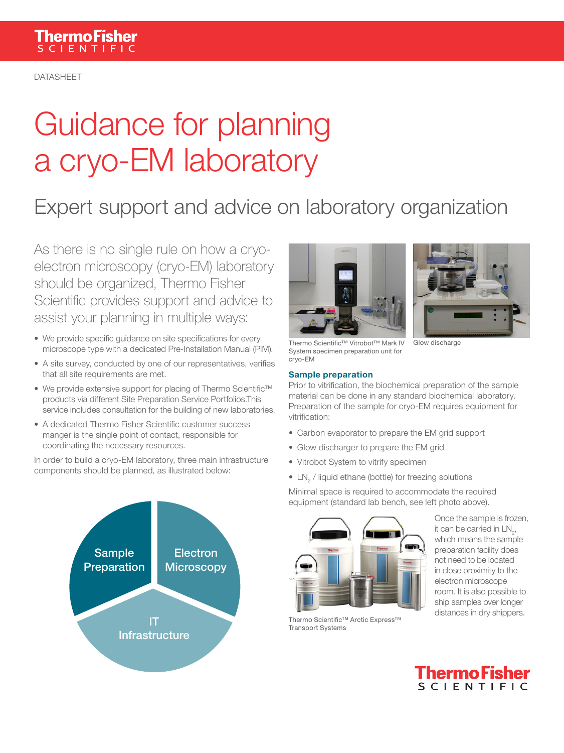DATASHEET

# Guidance for planning a cryo-EM laboratory

## Expert support and advice on laboratory organization

As there is no single rule on how a cryo-electron microscopy (cryo-EM) laboratory should be organized, Thermo Fisher Scientific provides support and advice to assist your planning in multiple ways:

- We provide specific guidance on site specifications for every microscope type with a dedicated Pre-Installation Manual (PIM).
- A site survey, conducted by one of our representatives, verifies that all site requirements are met.
- We provide extensive support for placing of Thermo Scientific™ products via different Site Preparation Service Portfolios.This service includes consultation for the building of new laboratories.
- A dedicated Thermo Fisher Scientific customer success manger is the single point of contact, responsible for coordinating the necessary resources.

In order to build a cryo-EM laboratory, three main infrastructure components should be planned, as illustrated below:

Sample Preparation | Electron Microscopy | IT Infrastructure

Thermo Scientific™ Vitrobot™ Mark IV System specimen preparation unit for cryo-EM

Glow discharge

### Sample preparation

Prior to vitrification, the biochemical preparation of the sample material can be done in any standard biochemical laboratory. Preparation of the sample for cryo-EM requires equipment for vitrification:

- Carbon evaporator to prepare the EM grid support
- Glow discharger to prepare the EM grid
- Vitrobot System to vitrify specimen
- $LN_2$ / liquid ethane (bottle) for freezing solutions

Minimal space is required to accommodate the required equipment (standard lab bench, see left photo above).

Thermo Scientific™ Arctic Express™ Transport Systems

Once the sample is frozen, it can be carried in $LN_2$, which means the sample preparation facility does not need to be located in close proximity to the electron microscope room. It is also possible to ship samples over longer distances in dry shippers.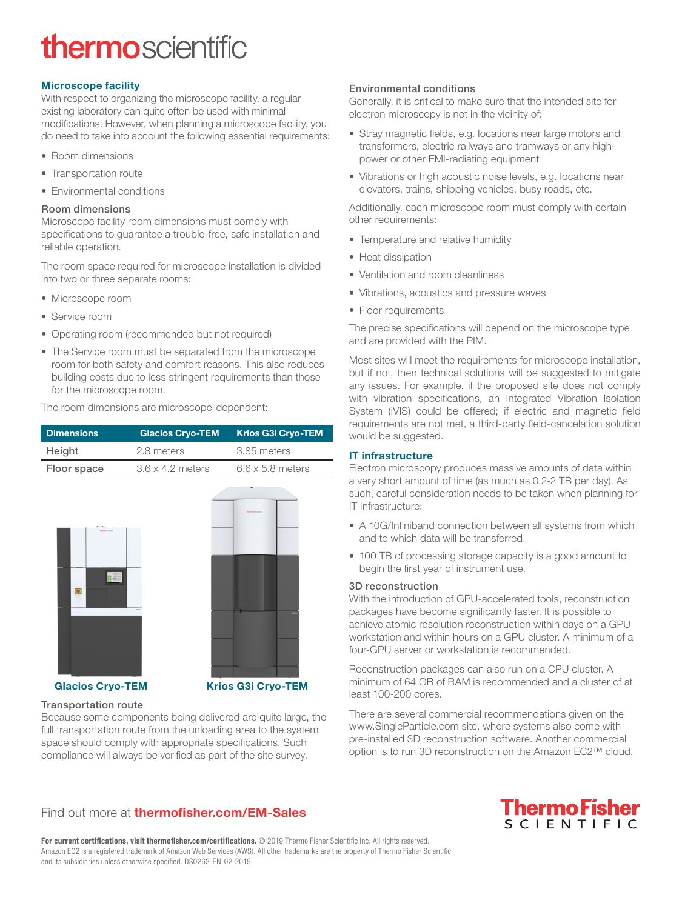# thermoscientific

## Microscope facility

With respect to organizing the microscope facility, a regular existing laboratory can quite often be used with minimal modifications. However, when planning a microscope facility, you do need to take into account the following essential requirements:

- Room dimensions
- Transportation route
- Environmental conditions

### Room dimensions

Microscope facility room dimensions must comply with specifications to guarantee a trouble-free, safe installation and reliable operation.

The room space required for microscope installation is divided into two or three separate rooms:

- Microscope room
- Service room
- Operating room (recommended but not required)
- The Service room must be separated from the microscope room for both safety and comfort reasons. This also reduces building costs due to less stringent requirements than those for the microscope room.

The room dimensions are microscope-dependent:

| Dimensions | Glacios Cryo-TEM | Krios G3i Cryo-TEM |
|---|---|---|
| Height | 2.8 meters | 3.85 meters |
| Floor space | 3.6 x 4.2 meters | 6.6 x 5.8 meters |

Glacios Cryo-TEM

Krios G3i Cryo-TEM

### Transportation route

Because some components being delivered are quite large, the full transportation route from the unloading area to the system space should comply with appropriate specifications. Such compliance will always be verified as part of the site survey.

### Environmental conditions

Generally, it is critical to make sure that the intended site for electron microscopy is not in the vicinity of:

- Stray magnetic fields, e.g. locations near large motors and transformers, electric railways and tramways or any high-power or other EMI-radiating equipment
- Vibrations or high acoustic noise levels, e.g. locations near elevators, trains, shipping vehicles, busy roads, etc.

Additionally, each microscope room must comply with certain other requirements:

- Temperature and relative humidity
- Heat dissipation
- Ventilation and room cleanliness
- Vibrations, acoustics and pressure waves
- Floor requirements

The precise specifications will depend on the microscope type and are provided with the PIM.

Most sites will meet the requirements for microscope installation, but if not, then technical solutions will be suggested to mitigate any issues. For example, if the proposed site does not comply with vibration specifications, an Integrated Vibration Isolation System (iVIS) could be offered; if electric and magnetic field requirements are not met, a third-party field-cancelation solution would be suggested.

## IT infrastructure

Electron microscopy produces massive amounts of data within a very short amount of time (as much as 0.2-2 TB per day). As such, careful consideration needs to be taken when planning for IT Infrastructure:

- A 10G/Infiniband connection between all systems from which and to which data will be transferred.
- 100 TB of processing storage capacity is a good amount to begin the first year of instrument use.

### 3D reconstruction

With the introduction of GPU-accelerated tools, reconstruction packages have become significantly faster. It is possible to achieve atomic resolution reconstruction within days on a GPU workstation and within hours on a GPU cluster. A minimum of a four-GPU server or workstation is recommended.

Reconstruction packages can also run on a CPU cluster. A minimum of 64 GB of RAM is recommended and a cluster of at least 100-200 cores.

There are several commercial recommendations given on the www.SingleParticle.com site, where systems also come with pre-installed 3D reconstruction software. Another commercial option is to run 3D reconstruction on the Amazon EC2™ cloud.

Find out more at **thermofisher.com/EM-Sales**

ThermoFisher SCIENTIFIC

**For current certifications, visit thermofisher.com/certifications.** © 2019 Thermo Fisher Scientific Inc. All rights reserved. Amazon EC2 is a registered trademark of Amazon Web Services (AWS). All other trademarks are the property of Thermo Fisher Scientific and its subsidiaries unless otherwise specified. DS0262-EN-02-2019